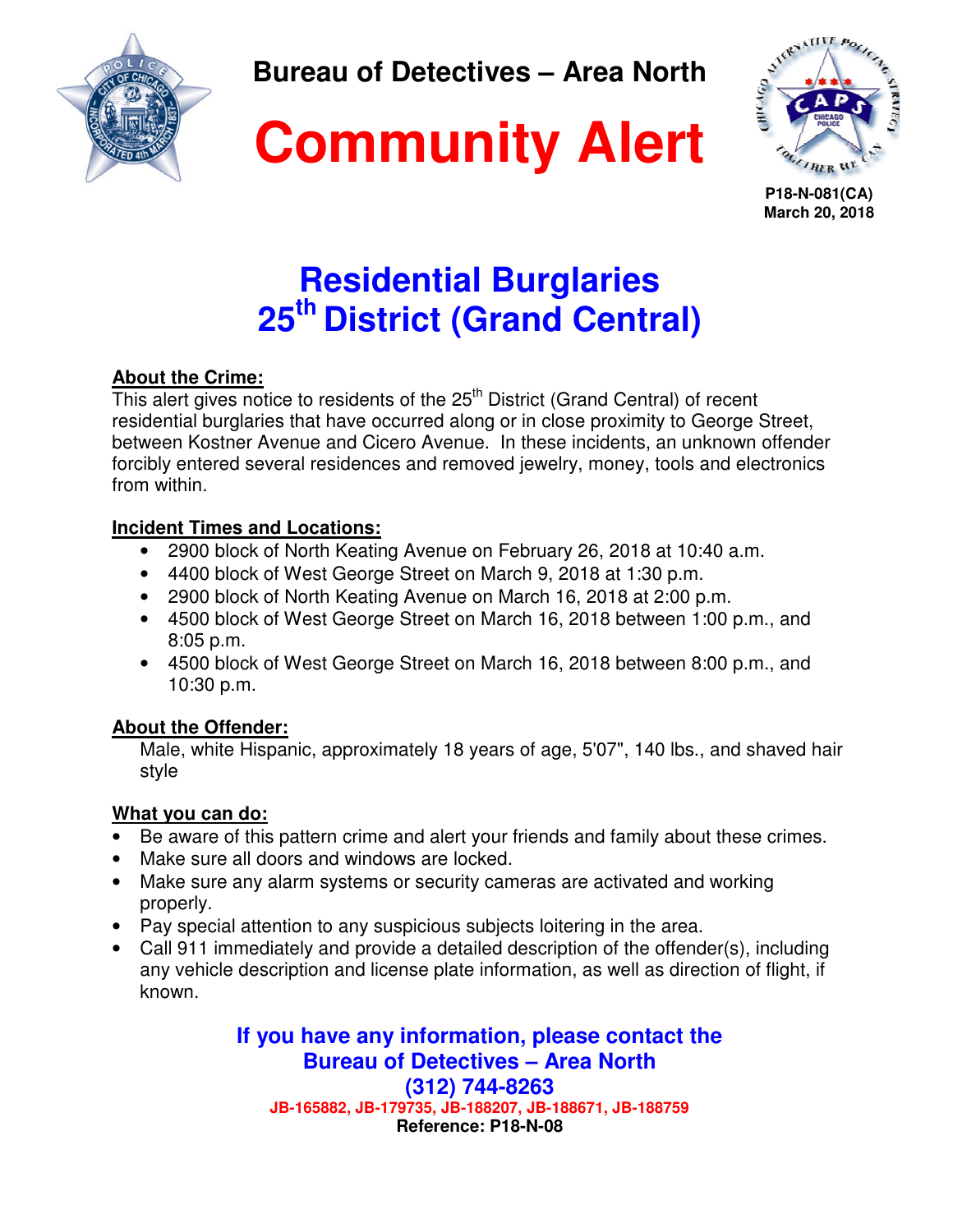**Bureau of Detectives – Area North**

# Community Alert

**P18-N-081(CA)**
**March 20, 2018**

## Residential Burglaries
## 25th District (Grand Central)

**About the Crime:**

This alert gives notice to residents of the 25th District (Grand Central) of recent residential burglaries that have occurred along or in close proximity to George Street, between Kostner Avenue and Cicero Avenue. In these incidents, an unknown offender forcibly entered several residences and removed jewelry, money, tools and electronics from within.

**Incident Times and Locations:**

- 2900 block of North Keating Avenue on February 26, 2018 at 10:40 a.m.
- 4400 block of West George Street on March 9, 2018 at 1:30 p.m.
- 2900 block of North Keating Avenue on March 16, 2018 at 2:00 p.m.
- 4500 block of West George Street on March 16, 2018 between 1:00 p.m., and 8:05 p.m.
- 4500 block of West George Street on March 16, 2018 between 8:00 p.m., and 10:30 p.m.

**About the Offender:**

Male, white Hispanic, approximately 18 years of age, 5'07", 140 lbs., and shaved hair style

**What you can do:**

- Be aware of this pattern crime and alert your friends and family about these crimes.
- Make sure all doors and windows are locked.
- Make sure any alarm systems or security cameras are activated and working properly.
- Pay special attention to any suspicious subjects loitering in the area.
- Call 911 immediately and provide a detailed description of the offender(s), including any vehicle description and license plate information, as well as direction of flight, if known.

**If you have any information, please contact the**
**Bureau of Detectives – Area North**
**(312) 744-8263**

**JB-165882, JB-179735, JB-188207, JB-188671, JB-188759**

**Reference: P18-N-08**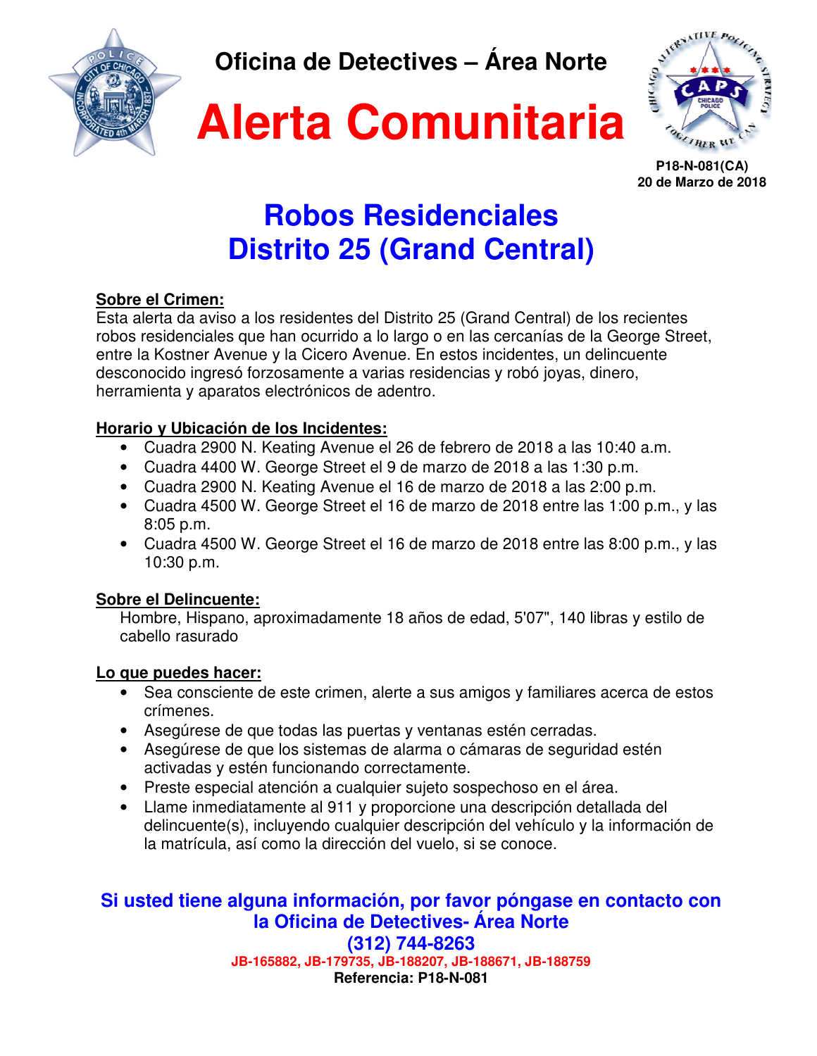# Oficina de Detectives – Área Norte

# Alerta Comunitaria

**P18-N-081(CA)**
**20 de Marzo de 2018**

## Robos Residenciales
## Distrito 25 (Grand Central)

**Sobre el Crimen:**
Esta alerta da aviso a los residentes del Distrito 25 (Grand Central) de los recientes robos residenciales que han ocurrido a lo largo o en las cercanías de la George Street, entre la Kostner Avenue y la Cicero Avenue. En estos incidentes, un delincuente desconocido ingresó forzosamente a varias residencias y robó joyas, dinero, herramienta y aparatos electrónicos de adentro.

**Horario y Ubicación de los Incidentes:**

- Cuadra 2900 N. Keating Avenue el 26 de febrero de 2018 a las 10:40 a.m.
- Cuadra 4400 W. George Street el 9 de marzo de 2018 a las 1:30 p.m.
- Cuadra 2900 N. Keating Avenue el 16 de marzo de 2018 a las 2:00 p.m.
- Cuadra 4500 W. George Street el 16 de marzo de 2018 entre las 1:00 p.m., y las 8:05 p.m.
- Cuadra 4500 W. George Street el 16 de marzo de 2018 entre las 8:00 p.m., y las 10:30 p.m.

**Sobre el Delincuente:**
Hombre, Hispano, aproximadamente 18 años de edad, 5'07", 140 libras y estilo de cabello rasurado

**Lo que puedes hacer:**

- Sea consciente de este crimen, alerte a sus amigos y familiares acerca de estos crímenes.
- Asegúrese de que todas las puertas y ventanas estén cerradas.
- Asegúrese de que los sistemas de alarma o cámaras de seguridad estén activadas y estén funcionando correctamente.
- Preste especial atención a cualquier sujeto sospechoso en el área.
- Llame inmediatamente al 911 y proporcione una descripción detallada del delincuente(s), incluyendo cualquier descripción del vehículo y la información de la matrícula, así como la dirección del vuelo, si se conoce.

**Si usted tiene alguna información, por favor póngase en contacto con la Oficina de Detectives- Área Norte**
**(312) 744-8263**

**JB-165882, JB-179735, JB-188207, JB-188671, JB-188759**
**Referencia: P18-N-081**